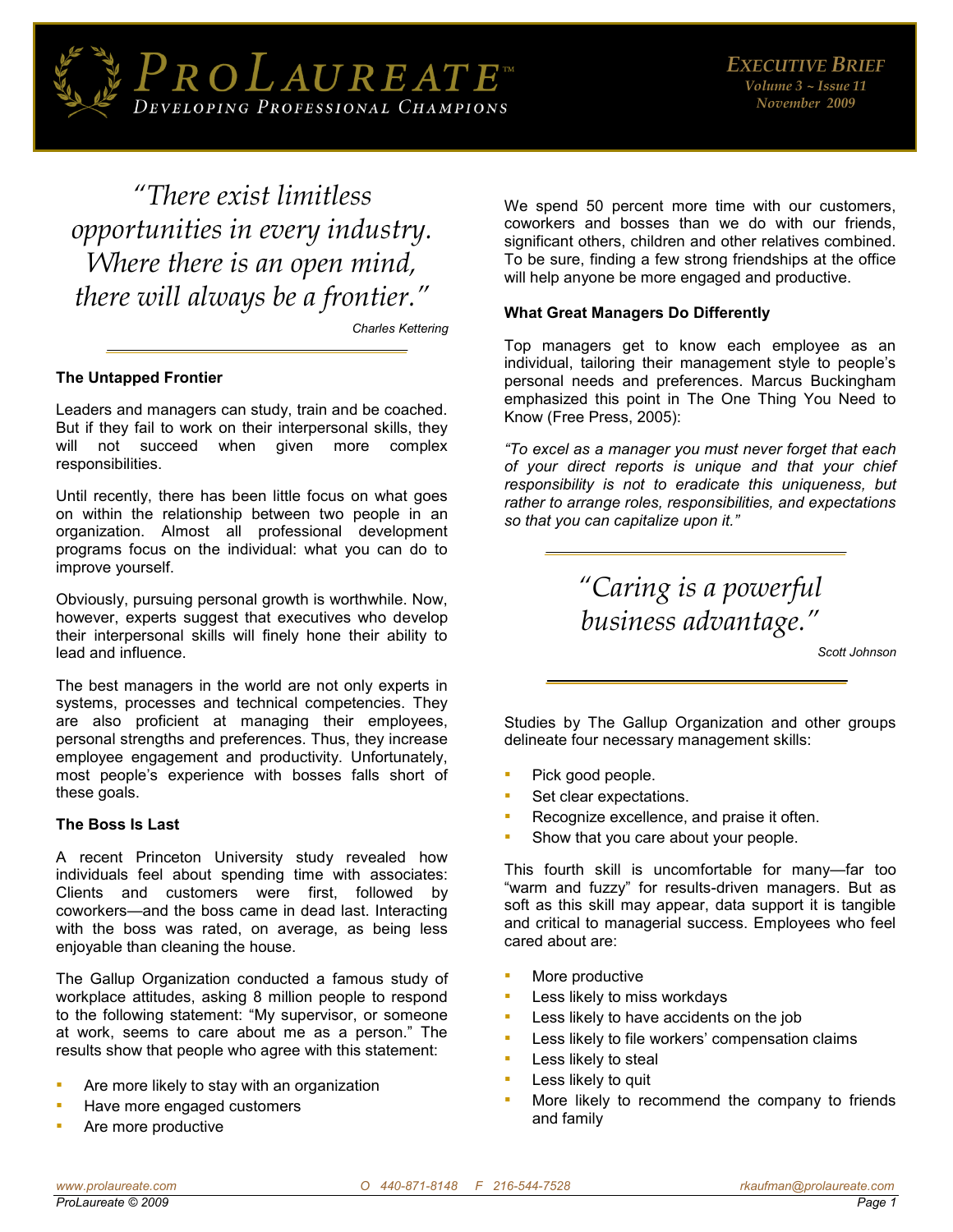# ProLaureate™

*Developing Professional Champions*

*Executive Brief*
*Volume 3 ~ Issue 11*
*November 2009*

> *"There exist limitless opportunities in every industry. Where there is an open mind, there will always be a frontier."*
>
> *Charles Kettering*

### The Untapped Frontier

Leaders and managers can study, train and be coached. But if they fail to work on their interpersonal skills, they will not succeed when given more complex responsibilities.

Until recently, there has been little focus on what goes on within the relationship between two people in an organization. Almost all professional development programs focus on the individual: what you can do to improve yourself.

Obviously, pursuing personal growth is worthwhile. Now, however, experts suggest that executives who develop their interpersonal skills will finely hone their ability to lead and influence.

The best managers in the world are not only experts in systems, processes and technical competencies. They are also proficient at managing their employees, personal strengths and preferences. Thus, they increase employee engagement and productivity. Unfortunately, most people's experience with bosses falls short of these goals.

### The Boss Is Last

A recent Princeton University study revealed how individuals feel about spending time with associates: Clients and customers were first, followed by coworkers—and the boss came in dead last. Interacting with the boss was rated, on average, as being less enjoyable than cleaning the house.

The Gallup Organization conducted a famous study of workplace attitudes, asking 8 million people to respond to the following statement: "My supervisor, or someone at work, seems to care about me as a person." The results show that people who agree with this statement:

- Are more likely to stay with an organization
- Have more engaged customers
- Are more productive

We spend 50 percent more time with our customers, coworkers and bosses than we do with our friends, significant others, children and other relatives combined. To be sure, finding a few strong friendships at the office will help anyone be more engaged and productive.

### What Great Managers Do Differently

Top managers get to know each employee as an individual, tailoring their management style to people's personal needs and preferences. Marcus Buckingham emphasized this point in The One Thing You Need to Know (Free Press, 2005):

*"To excel as a manager you must never forget that each of your direct reports is unique and that your chief responsibility is not to eradicate this uniqueness, but rather to arrange roles, responsibilities, and expectations so that you can capitalize upon it."*

> *"Caring is a powerful business advantage."*
>
> *Scott Johnson*

Studies by The Gallup Organization and other groups delineate four necessary management skills:

- Pick good people.
- Set clear expectations.
- Recognize excellence, and praise it often.
- Show that you care about your people.

This fourth skill is uncomfortable for many—far too "warm and fuzzy" for results-driven managers. But as soft as this skill may appear, data support it is tangible and critical to managerial success. Employees who feel cared about are:

- More productive
- Less likely to miss workdays
- Less likely to have accidents on the job
- Less likely to file workers' compensation claims
- Less likely to steal
- Less likely to quit
- More likely to recommend the company to friends and family

*www.prolaureate.com* *O 440-871-8148 F 216-544-7528* *rkaufman@prolaureate.com*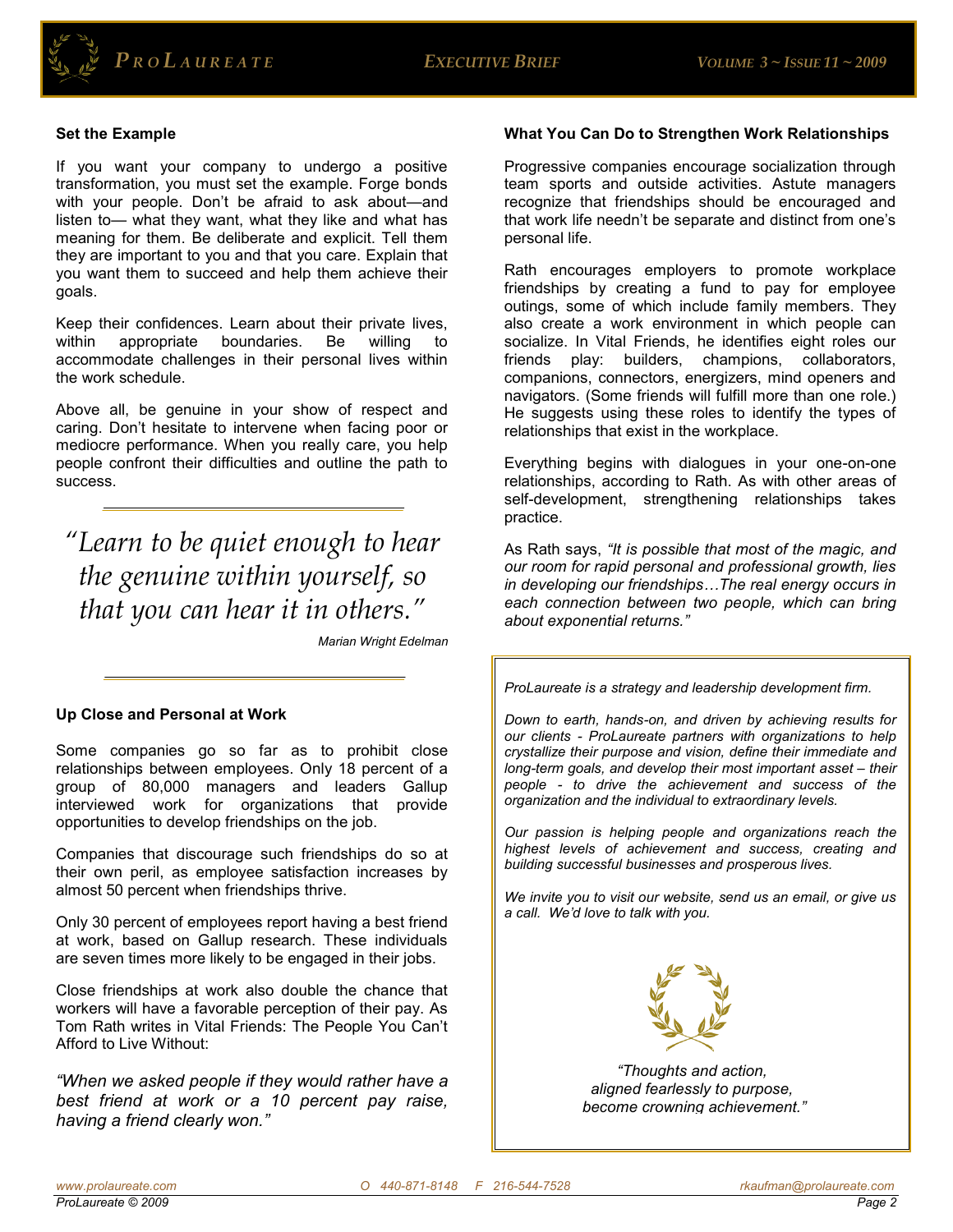### Set the Example

If you want your company to undergo a positive transformation, you must set the example. Forge bonds with your people. Don't be afraid to ask about—and listen to— what they want, what they like and what has meaning for them. Be deliberate and explicit. Tell them they are important to you and that you care. Explain that you want them to succeed and help them achieve their goals.

Keep their confidences. Learn about their private lives, within appropriate boundaries. Be willing to accommodate challenges in their personal lives within the work schedule.

Above all, be genuine in your show of respect and caring. Don't hesitate to intervene when facing poor or mediocre performance. When you really care, you help people confront their difficulties and outline the path to success.

> *"Learn to be quiet enough to hear the genuine within yourself, so that you can hear it in others."*
>
> *Marian Wright Edelman*

### Up Close and Personal at Work

Some companies go so far as to prohibit close relationships between employees. Only 18 percent of a group of 80,000 managers and leaders Gallup interviewed work for organizations that provide opportunities to develop friendships on the job.

Companies that discourage such friendships do so at their own peril, as employee satisfaction increases by almost 50 percent when friendships thrive.

Only 30 percent of employees report having a best friend at work, based on Gallup research. These individuals are seven times more likely to be engaged in their jobs.

Close friendships at work also double the chance that workers will have a favorable perception of their pay. As Tom Rath writes in Vital Friends: The People You Can't Afford to Live Without:

*"When we asked people if they would rather have a best friend at work or a 10 percent pay raise, having a friend clearly won."*

### What You Can Do to Strengthen Work Relationships

Progressive companies encourage socialization through team sports and outside activities. Astute managers recognize that friendships should be encouraged and that work life needn't be separate and distinct from one's personal life.

Rath encourages employers to promote workplace friendships by creating a fund to pay for employee outings, some of which include family members. They also create a work environment in which people can socialize. In Vital Friends, he identifies eight roles our friends play: builders, champions, collaborators, companions, connectors, energizers, mind openers and navigators. (Some friends will fulfill more than one role.) He suggests using these roles to identify the types of relationships that exist in the workplace.

Everything begins with dialogues in your one-on-one relationships, according to Rath. As with other areas of self-development, strengthening relationships takes practice.

As Rath says, *"It is possible that most of the magic, and our room for rapid personal and professional growth, lies in developing our friendships…The real energy occurs in each connection between two people, which can bring about exponential returns."*

---

*ProLaureate is a strategy and leadership development firm.*

*Down to earth, hands-on, and driven by achieving results for our clients - ProLaureate partners with organizations to help crystallize their purpose and vision, define their immediate and long-term goals, and develop their most important asset – their people - to drive the achievement and success of the organization and the individual to extraordinary levels.*

*Our passion is helping people and organizations reach the highest levels of achievement and success, creating and building successful businesses and prosperous lives.*

*We invite you to visit our website, send us an email, or give us a call. We'd love to talk with you.*

*"Thoughts and action, aligned fearlessly to purpose, become crowning achievement."*

---

*www.prolaureate.com* *O 440-871-8148 F 216-544-7528* *rkaufman@prolaureate.com*

*ProLaureate © 2009*